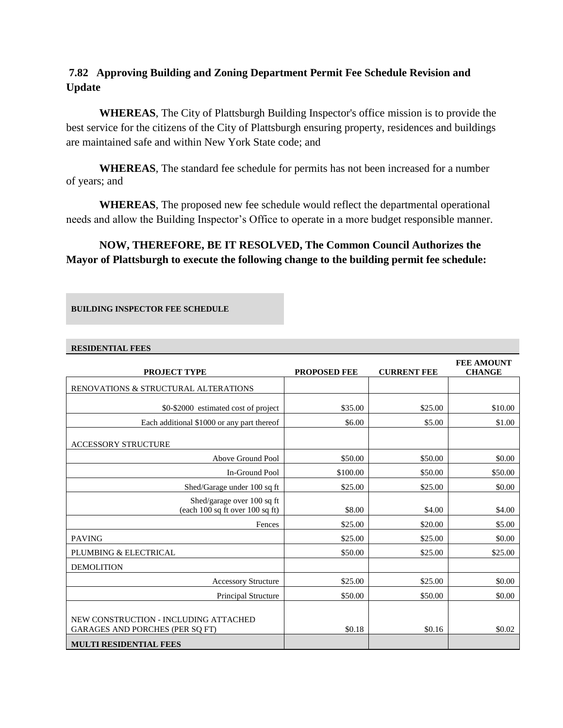### 7.82 Approving Building and Zoning Department Permit Fee Schedule Revision and Update

**WHEREAS**, The City of Plattsburgh Building Inspector's office mission is to provide the best service for the citizens of the City of Plattsburgh ensuring property, residences and buildings are maintained safe and within New York State code; and

**WHEREAS**, The standard fee schedule for permits has not been increased for a number of years; and

**WHEREAS**, The proposed new fee schedule would reflect the departmental operational needs and allow the Building Inspector's Office to operate in a more budget responsible manner.

**NOW, THEREFORE, BE IT RESOLVED, The Common Council Authorizes the Mayor of Plattsburgh to execute the following change to the building permit fee schedule:**

**BUILDING INSPECTOR FEE SCHEDULE**

**RESIDENTIAL FEES**

| PROJECT TYPE | PROPOSED FEE | CURRENT FEE | FEE AMOUNT CHANGE |
|---|---|---|---|
| RENOVATIONS & STRUCTURAL ALTERATIONS | | | |
| $0-$2000 estimated cost of project | $35.00 | $25.00 | $10.00 |
| Each additional $1000 or any part thereof | $6.00 | $5.00 | $1.00 |
| ACCESSORY STRUCTURE | | | |
| Above Ground Pool | $50.00 | $50.00 | $0.00 |
| In-Ground Pool | $100.00 | $50.00 | $50.00 |
| Shed/Garage under 100 sq ft | $25.00 | $25.00 | $0.00 |
| Shed/garage over 100 sq ft (each 100 sq ft over 100 sq ft) | $8.00 | $4.00 | $4.00 |
| Fences | $25.00 | $20.00 | $5.00 |
| PAVING | $25.00 | $25.00 | $0.00 |
| PLUMBING & ELECTRICAL | $50.00 | $25.00 | $25.00 |
| DEMOLITION | | | |
| Accessory Structure | $25.00 | $25.00 | $0.00 |
| Principal Structure | $50.00 | $50.00 | $0.00 |
| NEW CONSTRUCTION - INCLUDING ATTACHED GARAGES AND PORCHES (PER SQ FT) | $0.18 | $0.16 | $0.02 |
| **MULTI RESIDENTIAL FEES** | | | |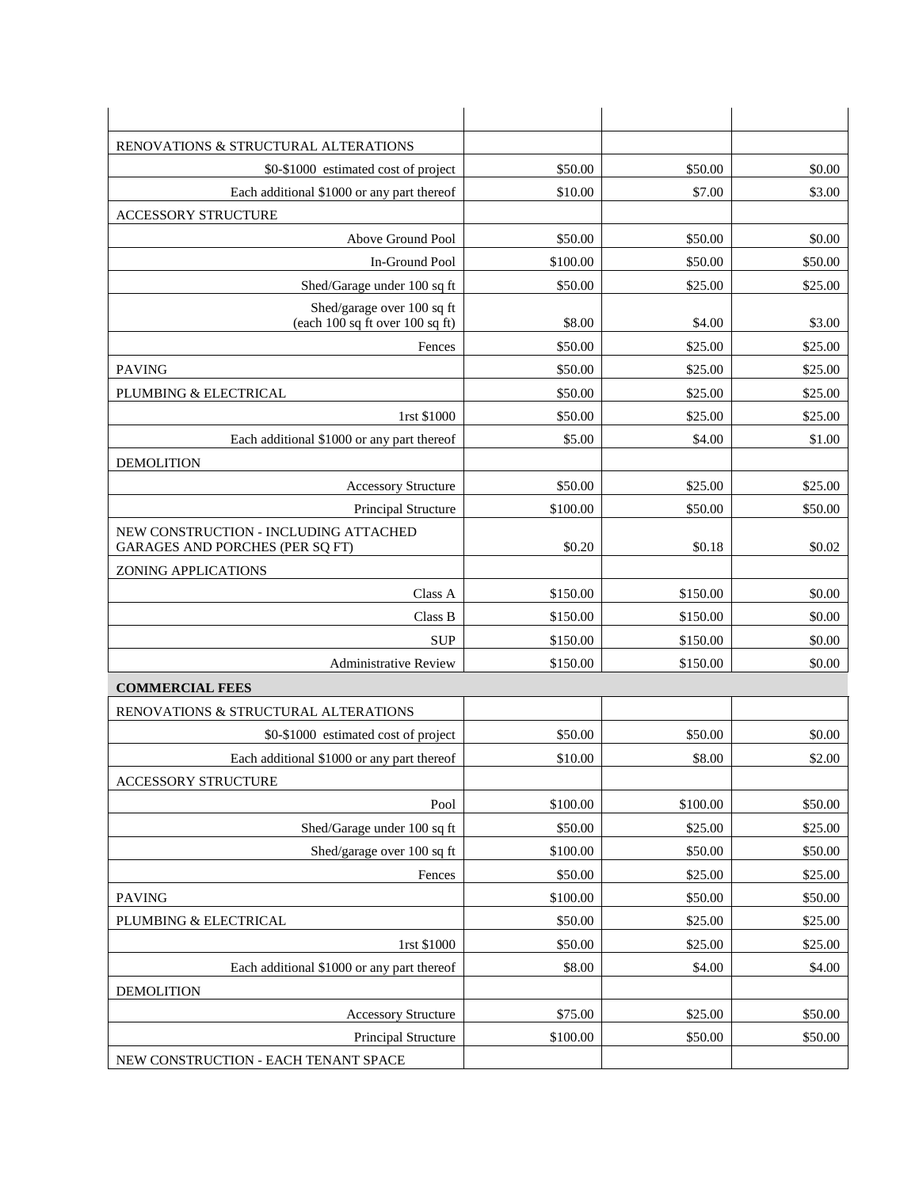| | | | |
|---|---|---|---|
| RENOVATIONS & STRUCTURAL ALTERATIONS | | | |
| $0-$1000 estimated cost of project | $50.00 | $50.00 | $0.00 |
| Each additional $1000 or any part thereof | $10.00 | $7.00 | $3.00 |
| ACCESSORY STRUCTURE | | | |
| Above Ground Pool | $50.00 | $50.00 | $0.00 |
| In-Ground Pool | $100.00 | $50.00 | $50.00 |
| Shed/Garage under 100 sq ft | $50.00 | $25.00 | $25.00 |
| Shed/garage over 100 sq ft (each 100 sq ft over 100 sq ft) | $8.00 | $4.00 | $3.00 |
| Fences | $50.00 | $25.00 | $25.00 |
| PAVING | $50.00 | $25.00 | $25.00 |
| PLUMBING & ELECTRICAL | $50.00 | $25.00 | $25.00 |
| 1rst $1000 | $50.00 | $25.00 | $25.00 |
| Each additional $1000 or any part thereof | $5.00 | $4.00 | $1.00 |
| DEMOLITION | | | |
| Accessory Structure | $50.00 | $25.00 | $25.00 |
| Principal Structure | $100.00 | $50.00 | $50.00 |
| NEW CONSTRUCTION - INCLUDING ATTACHED GARAGES AND PORCHES (PER SQ FT) | $0.20 | $0.18 | $0.02 |
| ZONING APPLICATIONS | | | |
| Class A | $150.00 | $150.00 | $0.00 |
| Class B | $150.00 | $150.00 | $0.00 |
| SUP | $150.00 | $150.00 | $0.00 |
| Administrative Review | $150.00 | $150.00 | $0.00 |
| **COMMERCIAL FEES** | | | |
| RENOVATIONS & STRUCTURAL ALTERATIONS | | | |
| $0-$1000 estimated cost of project | $50.00 | $50.00 | $0.00 |
| Each additional $1000 or any part thereof | $10.00 | $8.00 | $2.00 |
| ACCESSORY STRUCTURE | | | |
| Pool | $100.00 | $100.00 | $50.00 |
| Shed/Garage under 100 sq ft | $50.00 | $25.00 | $25.00 |
| Shed/garage over 100 sq ft | $100.00 | $50.00 | $50.00 |
| Fences | $50.00 | $25.00 | $25.00 |
| PAVING | $100.00 | $50.00 | $50.00 |
| PLUMBING & ELECTRICAL | $50.00 | $25.00 | $25.00 |
| 1rst $1000 | $50.00 | $25.00 | $25.00 |
| Each additional $1000 or any part thereof | $8.00 | $4.00 | $4.00 |
| DEMOLITION | | | |
| Accessory Structure | $75.00 | $25.00 | $50.00 |
| Principal Structure | $100.00 | $50.00 | $50.00 |
| NEW CONSTRUCTION - EACH TENANT SPACE | | | |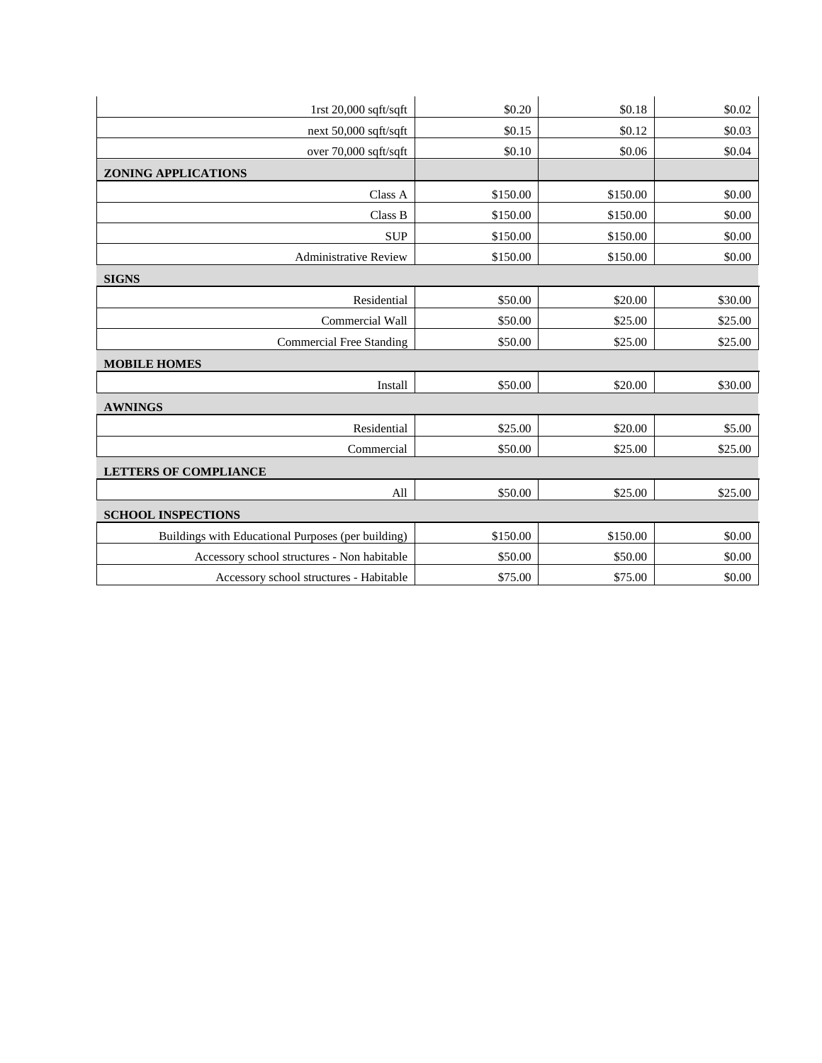| | | | |
|---|---|---|---|
| 1rst 20,000 sqft/sqft | $0.20 | $0.18 | $0.02 |
| next 50,000 sqft/sqft | $0.15 | $0.12 | $0.03 |
| over 70,000 sqft/sqft | $0.10 | $0.06 | $0.04 |
| **ZONING APPLICATIONS** | | | |
| Class A | $150.00 | $150.00 | $0.00 |
| Class B | $150.00 | $150.00 | $0.00 |
| SUP | $150.00 | $150.00 | $0.00 |
| Administrative Review | $150.00 | $150.00 | $0.00 |
| **SIGNS** | | | |
| Residential | $50.00 | $20.00 | $30.00 |
| Commercial Wall | $50.00 | $25.00 | $25.00 |
| Commercial Free Standing | $50.00 | $25.00 | $25.00 |
| **MOBILE HOMES** | | | |
| Install | $50.00 | $20.00 | $30.00 |
| **AWNINGS** | | | |
| Residential | $25.00 | $20.00 | $5.00 |
| Commercial | $50.00 | $25.00 | $25.00 |
| **LETTERS OF COMPLIANCE** | | | |
| All | $50.00 | $25.00 | $25.00 |
| **SCHOOL INSPECTIONS** | | | |
| Buildings with Educational Purposes (per building) | $150.00 | $150.00 | $0.00 |
| Accessory school structures - Non habitable | $50.00 | $50.00 | $0.00 |
| Accessory school structures - Habitable | $75.00 | $75.00 | $0.00 |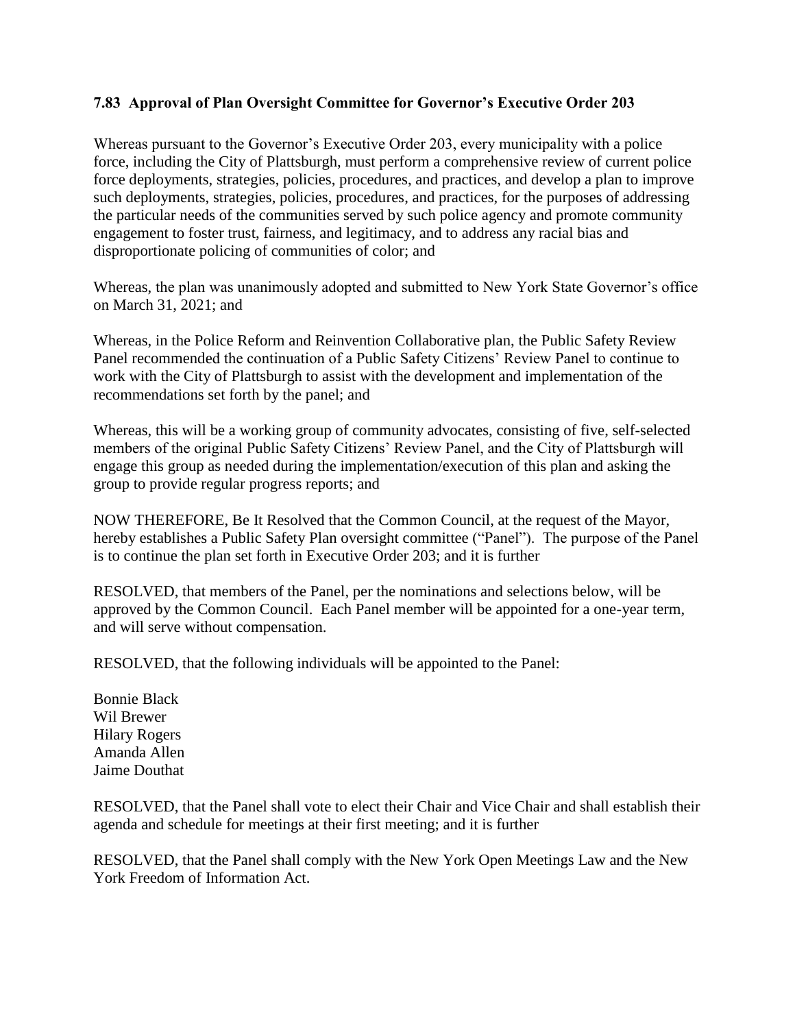### 7.83 Approval of Plan Oversight Committee for Governor's Executive Order 203

Whereas pursuant to the Governor's Executive Order 203, every municipality with a police force, including the City of Plattsburgh, must perform a comprehensive review of current police force deployments, strategies, policies, procedures, and practices, and develop a plan to improve such deployments, strategies, policies, procedures, and practices, for the purposes of addressing the particular needs of the communities served by such police agency and promote community engagement to foster trust, fairness, and legitimacy, and to address any racial bias and disproportionate policing of communities of color; and

Whereas, the plan was unanimously adopted and submitted to New York State Governor's office on March 31, 2021; and

Whereas, in the Police Reform and Reinvention Collaborative plan, the Public Safety Review Panel recommended the continuation of a Public Safety Citizens' Review Panel to continue to work with the City of Plattsburgh to assist with the development and implementation of the recommendations set forth by the panel; and

Whereas, this will be a working group of community advocates, consisting of five, self-selected members of the original Public Safety Citizens' Review Panel, and the City of Plattsburgh will engage this group as needed during the implementation/execution of this plan and asking the group to provide regular progress reports; and

NOW THEREFORE, Be It Resolved that the Common Council, at the request of the Mayor, hereby establishes a Public Safety Plan oversight committee ("Panel"). The purpose of the Panel is to continue the plan set forth in Executive Order 203; and it is further

RESOLVED, that members of the Panel, per the nominations and selections below, will be approved by the Common Council. Each Panel member will be appointed for a one-year term, and will serve without compensation.

RESOLVED, that the following individuals will be appointed to the Panel:

Bonnie Black
Wil Brewer
Hilary Rogers
Amanda Allen
Jaime Douthat

RESOLVED, that the Panel shall vote to elect their Chair and Vice Chair and shall establish their agenda and schedule for meetings at their first meeting; and it is further

RESOLVED, that the Panel shall comply with the New York Open Meetings Law and the New York Freedom of Information Act.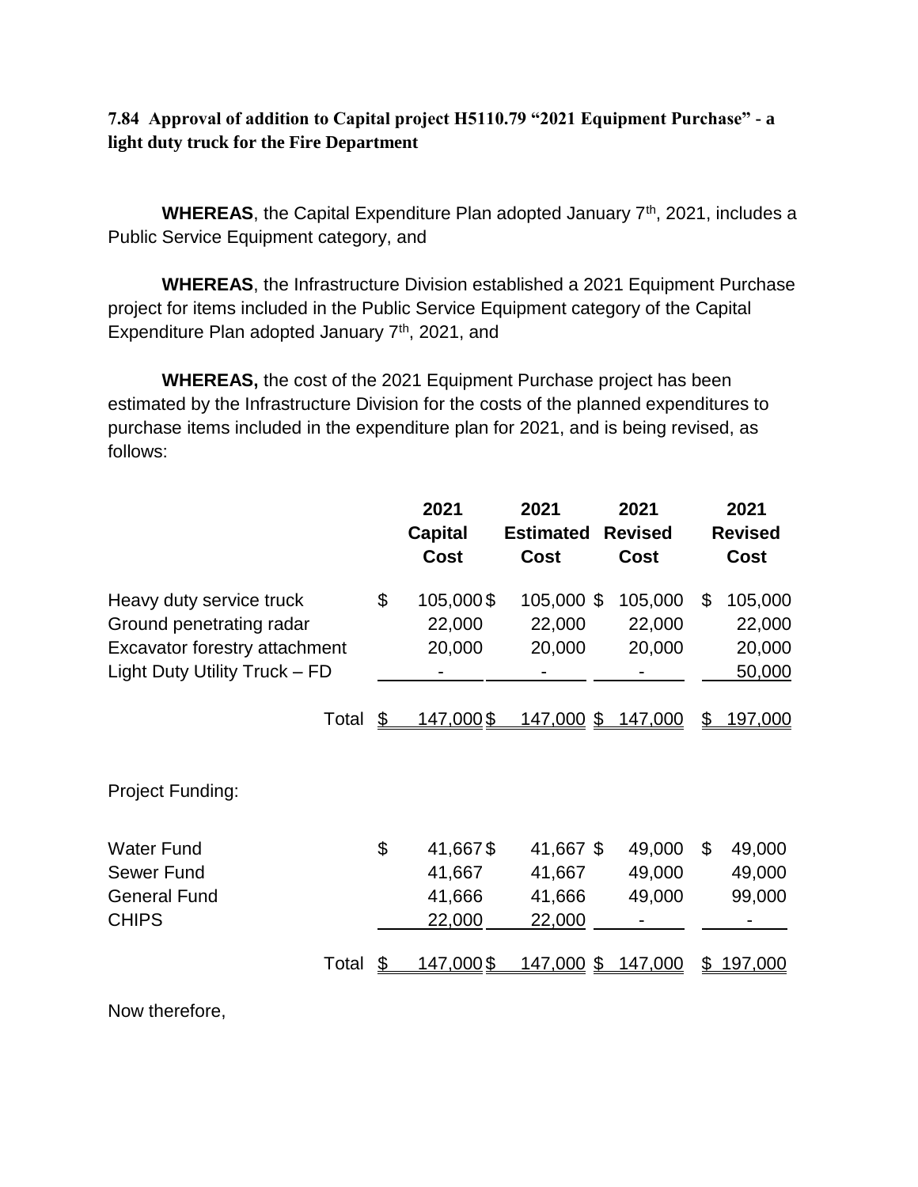**7.84 Approval of addition to Capital project H5110.79 "2021 Equipment Purchase" - a light duty truck for the Fire Department**

**WHEREAS**, the Capital Expenditure Plan adopted January 7th, 2021, includes a Public Service Equipment category, and

**WHEREAS**, the Infrastructure Division established a 2021 Equipment Purchase project for items included in the Public Service Equipment category of the Capital Expenditure Plan adopted January 7th, 2021, and

**WHEREAS,** the cost of the 2021 Equipment Purchase project has been estimated by the Infrastructure Division for the costs of the planned expenditures to purchase items included in the expenditure plan for 2021, and is being revised, as follows:

| | 2021 Capital Cost | 2021 Estimated Cost | 2021 Revised Cost | 2021 Revised Cost |
|---|---|---|---|---|
| Heavy duty service truck | $ 105,000 | $ 105,000 | $ 105,000 | $ 105,000 |
| Ground penetrating radar | 22,000 | 22,000 | 22,000 | 22,000 |
| Excavator forestry attachment | 20,000 | 20,000 | 20,000 | 20,000 |
| Light Duty Utility Truck – FD | - | - | - | 50,000 |
| Total | $ 147,000 | $ 147,000 | $ 147,000 | $ 197,000 |
| | | | | |
| Project Funding: | | | | |
| Water Fund | $ 41,667 | $ 41,667 | $ 49,000 | $ 49,000 |
| Sewer Fund | 41,667 | 41,667 | 49,000 | 49,000 |
| General Fund | 41,666 | 41,666 | 49,000 | 99,000 |
| CHIPS | 22,000 | 22,000 | - | - |
| Total | $ 147,000 | $ 147,000 | $ 147,000 | $ 197,000 |

Now therefore,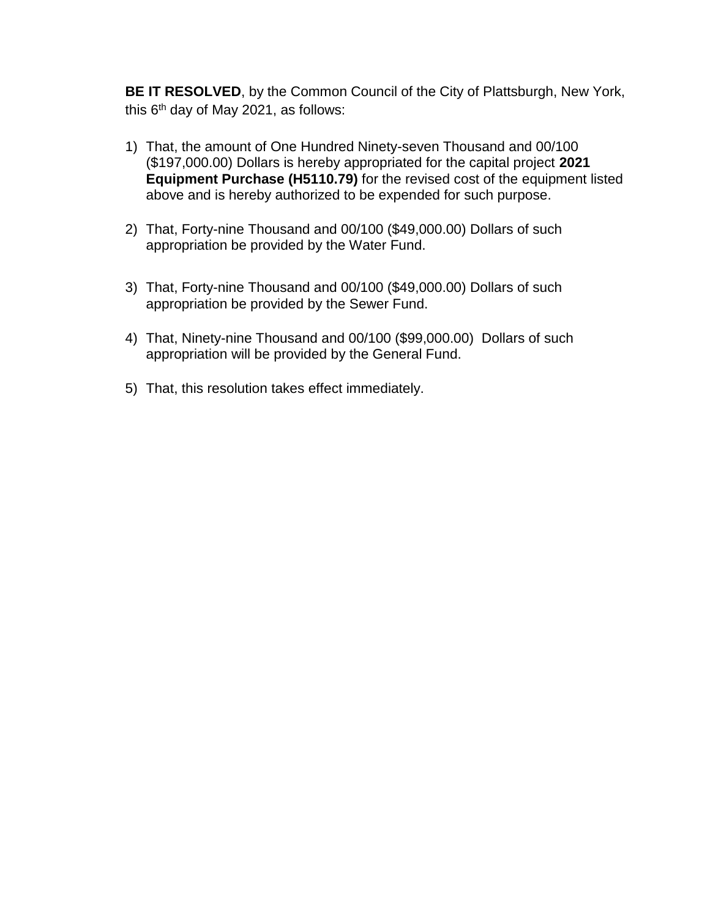**BE IT RESOLVED**, by the Common Council of the City of Plattsburgh, New York, this 6th day of May 2021, as follows:

1) That, the amount of One Hundred Ninety-seven Thousand and 00/100 ($197,000.00) Dollars is hereby appropriated for the capital project **2021 Equipment Purchase (H5110.79)** for the revised cost of the equipment listed above and is hereby authorized to be expended for such purpose.

2) That, Forty-nine Thousand and 00/100 ($49,000.00) Dollars of such appropriation be provided by the Water Fund.

3) That, Forty-nine Thousand and 00/100 ($49,000.00) Dollars of such appropriation be provided by the Sewer Fund.

4) That, Ninety-nine Thousand and 00/100 ($99,000.00) Dollars of such appropriation will be provided by the General Fund.

5) That, this resolution takes effect immediately.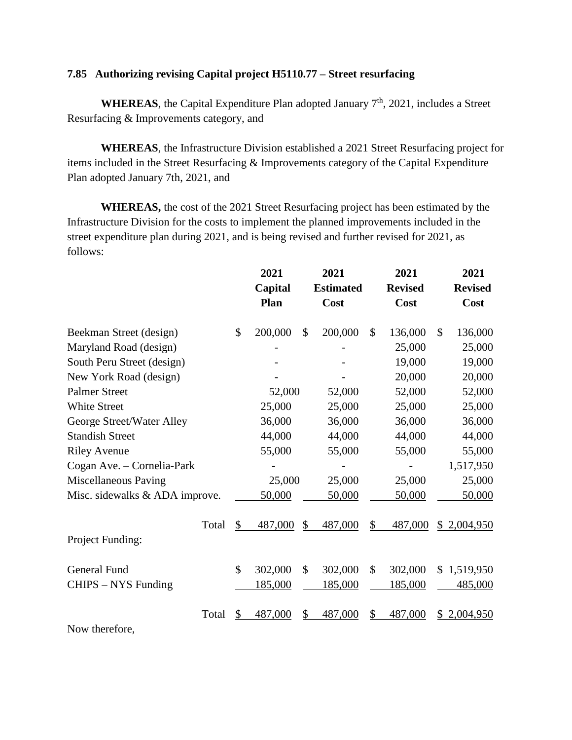**7.85 Authorizing revising Capital project H5110.77 – Street resurfacing**

**WHEREAS**, the Capital Expenditure Plan adopted January 7th, 2021, includes a Street Resurfacing & Improvements category, and

**WHEREAS**, the Infrastructure Division established a 2021 Street Resurfacing project for items included in the Street Resurfacing & Improvements category of the Capital Expenditure Plan adopted January 7th, 2021, and

**WHEREAS,** the cost of the 2021 Street Resurfacing project has been estimated by the Infrastructure Division for the costs to implement the planned improvements included in the street expenditure plan during 2021, and is being revised and further revised for 2021, as follows:

| | 2021 Capital Plan | 2021 Estimated Cost | 2021 Revised Cost | 2021 Revised Cost |
|---|---|---|---|---|
| Beekman Street (design) | $ 200,000 | $ 200,000 | $ 136,000 | $ 136,000 |
| Maryland Road (design) | - | - | 25,000 | 25,000 |
| South Peru Street (design) | - | - | 19,000 | 19,000 |
| New York Road (design) | - | - | 20,000 | 20,000 |
| Palmer Street | 52,000 | 52,000 | 52,000 | 52,000 |
| White Street | 25,000 | 25,000 | 25,000 | 25,000 |
| George Street/Water Alley | 36,000 | 36,000 | 36,000 | 36,000 |
| Standish Street | 44,000 | 44,000 | 44,000 | 44,000 |
| Riley Avenue | 55,000 | 55,000 | 55,000 | 55,000 |
| Cogan Ave. – Cornelia-Park | - | - | - | 1,517,950 |
| Miscellaneous Paving | 25,000 | 25,000 | 25,000 | 25,000 |
| Misc. sidewalks & ADA improve. | 50,000 | 50,000 | 50,000 | 50,000 |
| Total | $ 487,000 | $ 487,000 | $ 487,000 | $ 2,004,950 |
| Project Funding: | | | | |
| General Fund | $ 302,000 | $ 302,000 | $ 302,000 | $ 1,519,950 |
| CHIPS – NYS Funding | 185,000 | 185,000 | 185,000 | 485,000 |
| Total | $ 487,000 | $ 487,000 | $ 487,000 | $ 2,004,950 |

Now therefore,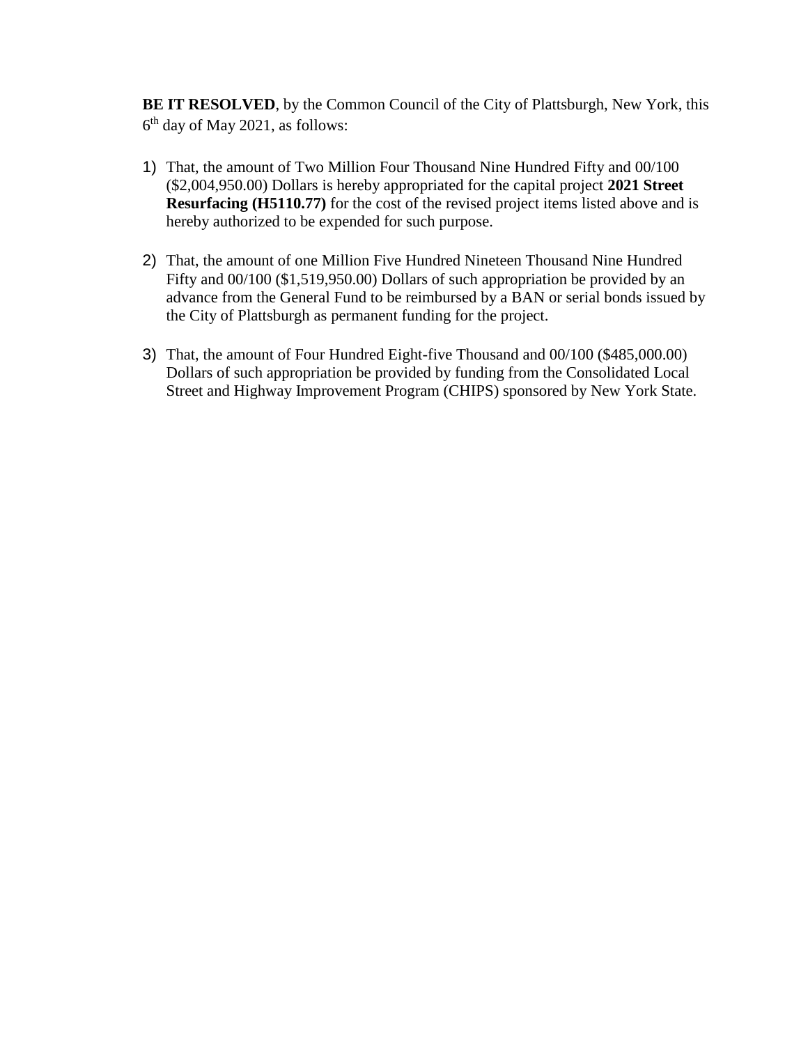**BE IT RESOLVED**, by the Common Council of the City of Plattsburgh, New York, this 6th day of May 2021, as follows:

1) That, the amount of Two Million Four Thousand Nine Hundred Fifty and 00/100 ($2,004,950.00) Dollars is hereby appropriated for the capital project **2021 Street Resurfacing (H5110.77)** for the cost of the revised project items listed above and is hereby authorized to be expended for such purpose.

2) That, the amount of one Million Five Hundred Nineteen Thousand Nine Hundred Fifty and 00/100 ($1,519,950.00) Dollars of such appropriation be provided by an advance from the General Fund to be reimbursed by a BAN or serial bonds issued by the City of Plattsburgh as permanent funding for the project.

3) That, the amount of Four Hundred Eight-five Thousand and 00/100 ($485,000.00) Dollars of such appropriation be provided by funding from the Consolidated Local Street and Highway Improvement Program (CHIPS) sponsored by New York State.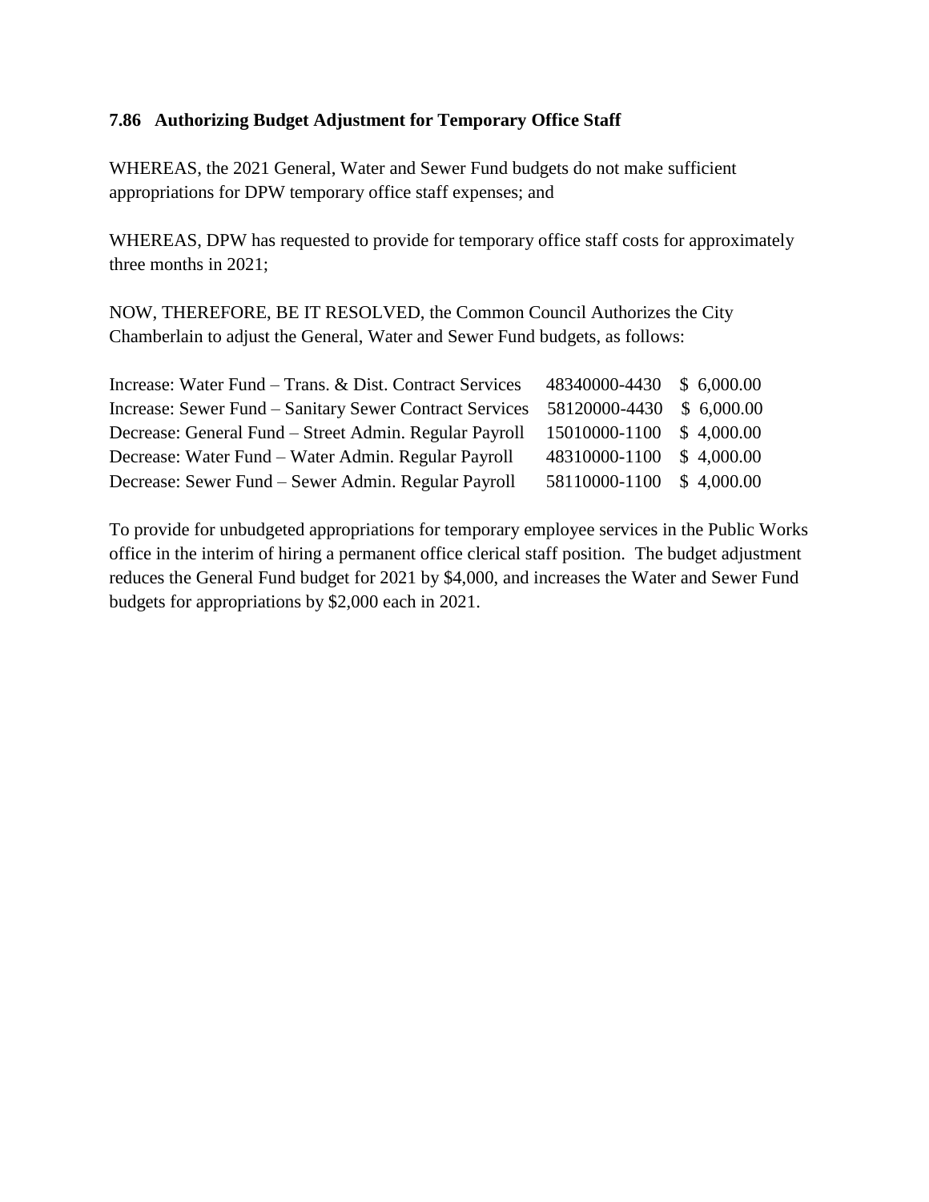### 7.86 Authorizing Budget Adjustment for Temporary Office Staff

WHEREAS, the 2021 General, Water and Sewer Fund budgets do not make sufficient appropriations for DPW temporary office staff expenses; and

WHEREAS, DPW has requested to provide for temporary office staff costs for approximately three months in 2021;

NOW, THEREFORE, BE IT RESOLVED, the Common Council Authorizes the City Chamberlain to adjust the General, Water and Sewer Fund budgets, as follows:

| | | |
|---|---|---|
| Increase: Water Fund – Trans. & Dist. Contract Services | 48340000-4430 | $ 6,000.00 |
| Increase: Sewer Fund – Sanitary Sewer Contract Services | 58120000-4430 | $ 6,000.00 |
| Decrease: General Fund – Street Admin. Regular Payroll | 15010000-1100 | $ 4,000.00 |
| Decrease: Water Fund – Water Admin. Regular Payroll | 48310000-1100 | $ 4,000.00 |
| Decrease: Sewer Fund – Sewer Admin. Regular Payroll | 58110000-1100 | $ 4,000.00 |

To provide for unbudgeted appropriations for temporary employee services in the Public Works office in the interim of hiring a permanent office clerical staff position. The budget adjustment reduces the General Fund budget for 2021 by $4,000, and increases the Water and Sewer Fund budgets for appropriations by $2,000 each in 2021.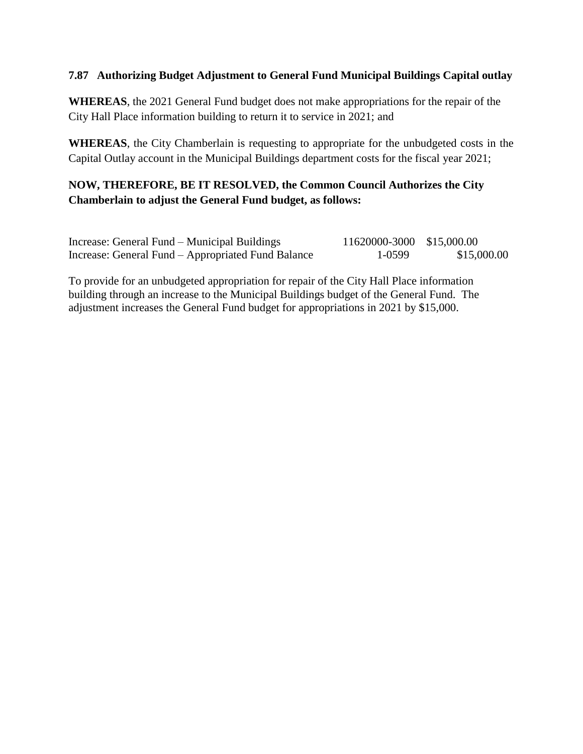**7.87 Authorizing Budget Adjustment to General Fund Municipal Buildings Capital outlay**

**WHEREAS**, the 2021 General Fund budget does not make appropriations for the repair of the City Hall Place information building to return it to service in 2021; and

**WHEREAS**, the City Chamberlain is requesting to appropriate for the unbudgeted costs in the Capital Outlay account in the Municipal Buildings department costs for the fiscal year 2021;

**NOW, THEREFORE, BE IT RESOLVED, the Common Council Authorizes the City Chamberlain to adjust the General Fund budget, as follows:**

| | | | |
|---|---|---|---|
| Increase: General Fund – Municipal Buildings | 11620000-3000 | $15,000.00 | |
| Increase: General Fund – Appropriated Fund Balance | 1-0599 | | $15,000.00 |

To provide for an unbudgeted appropriation for repair of the City Hall Place information building through an increase to the Municipal Buildings budget of the General Fund. The adjustment increases the General Fund budget for appropriations in 2021 by $15,000.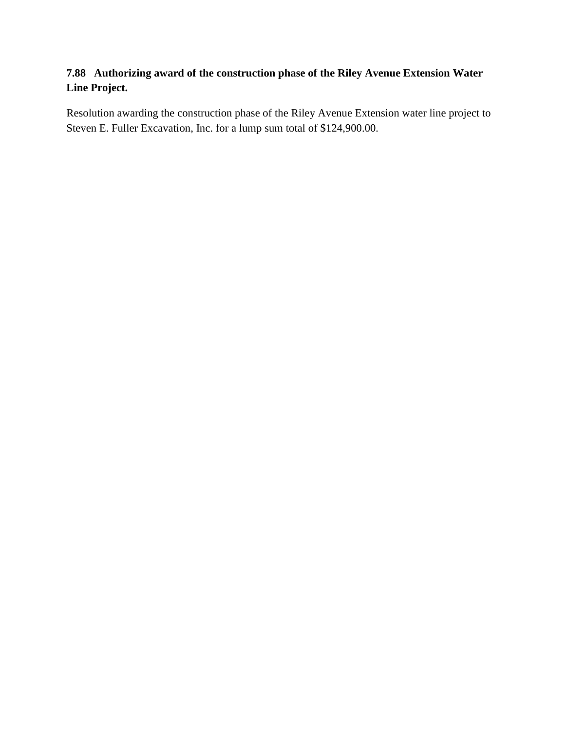**7.88 Authorizing award of the construction phase of the Riley Avenue Extension Water Line Project.**

Resolution awarding the construction phase of the Riley Avenue Extension water line project to Steven E. Fuller Excavation, Inc. for a lump sum total of $124,900.00.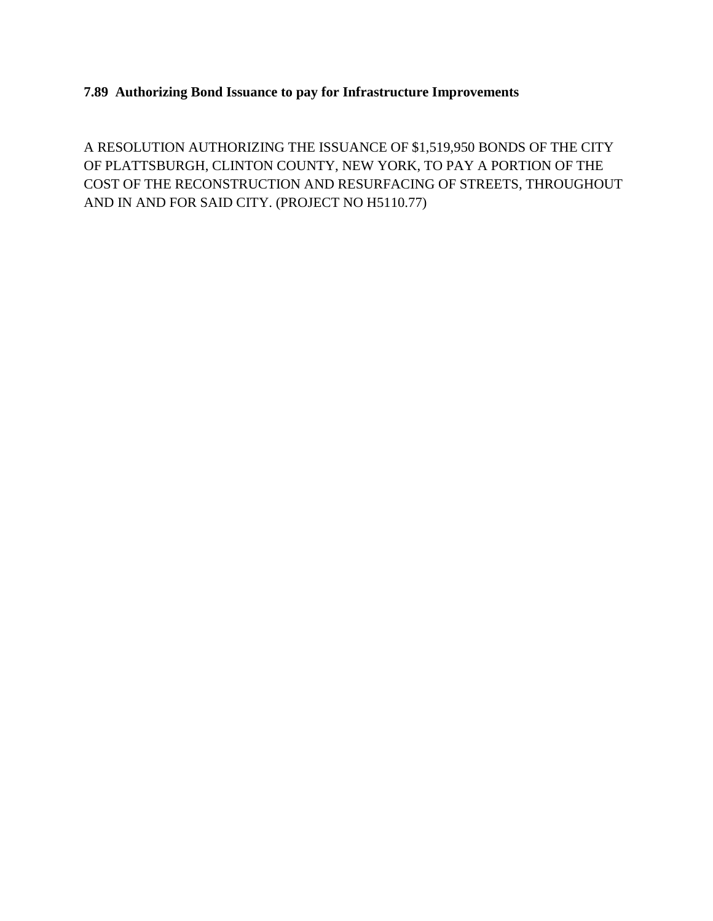**7.89 Authorizing Bond Issuance to pay for Infrastructure Improvements**

A RESOLUTION AUTHORIZING THE ISSUANCE OF $1,519,950 BONDS OF THE CITY OF PLATTSBURGH, CLINTON COUNTY, NEW YORK, TO PAY A PORTION OF THE COST OF THE RECONSTRUCTION AND RESURFACING OF STREETS, THROUGHOUT AND IN AND FOR SAID CITY. (PROJECT NO H5110.77)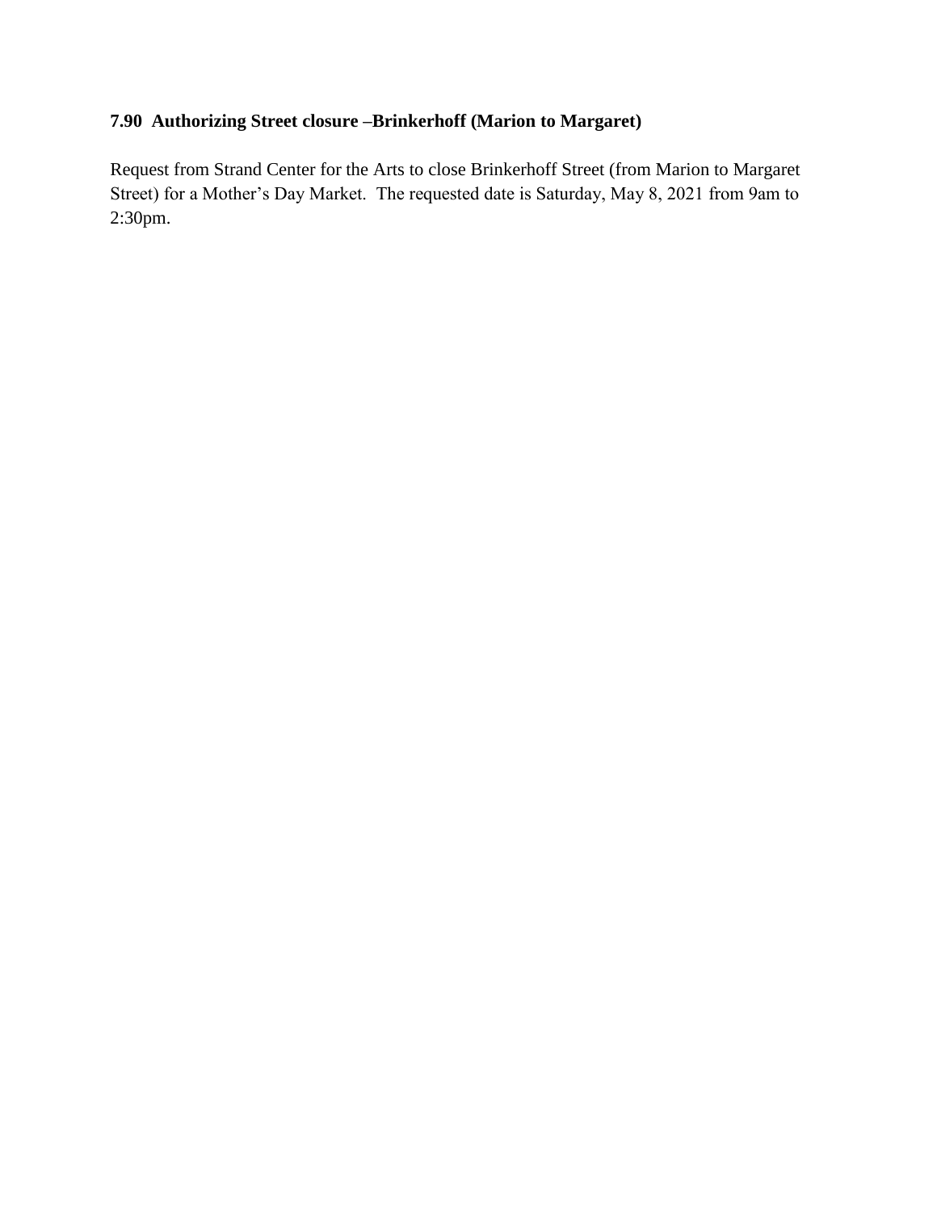**7.90 Authorizing Street closure –Brinkerhoff (Marion to Margaret)**

Request from Strand Center for the Arts to close Brinkerhoff Street (from Marion to Margaret Street) for a Mother's Day Market. The requested date is Saturday, May 8, 2021 from 9am to 2:30pm.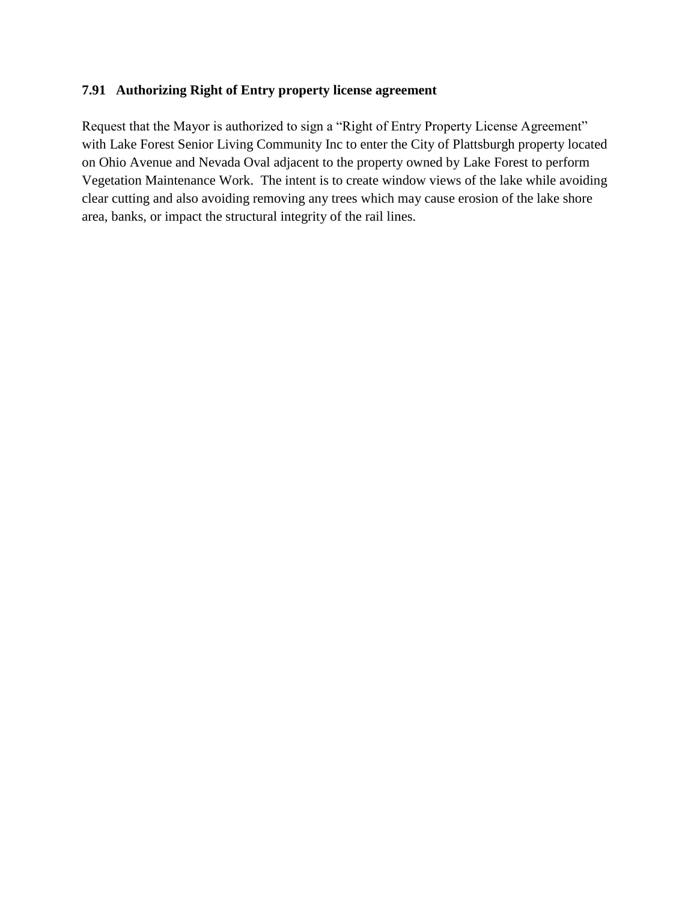### 7.91 Authorizing Right of Entry property license agreement

Request that the Mayor is authorized to sign a "Right of Entry Property License Agreement" with Lake Forest Senior Living Community Inc to enter the City of Plattsburgh property located on Ohio Avenue and Nevada Oval adjacent to the property owned by Lake Forest to perform Vegetation Maintenance Work. The intent is to create window views of the lake while avoiding clear cutting and also avoiding removing any trees which may cause erosion of the lake shore area, banks, or impact the structural integrity of the rail lines.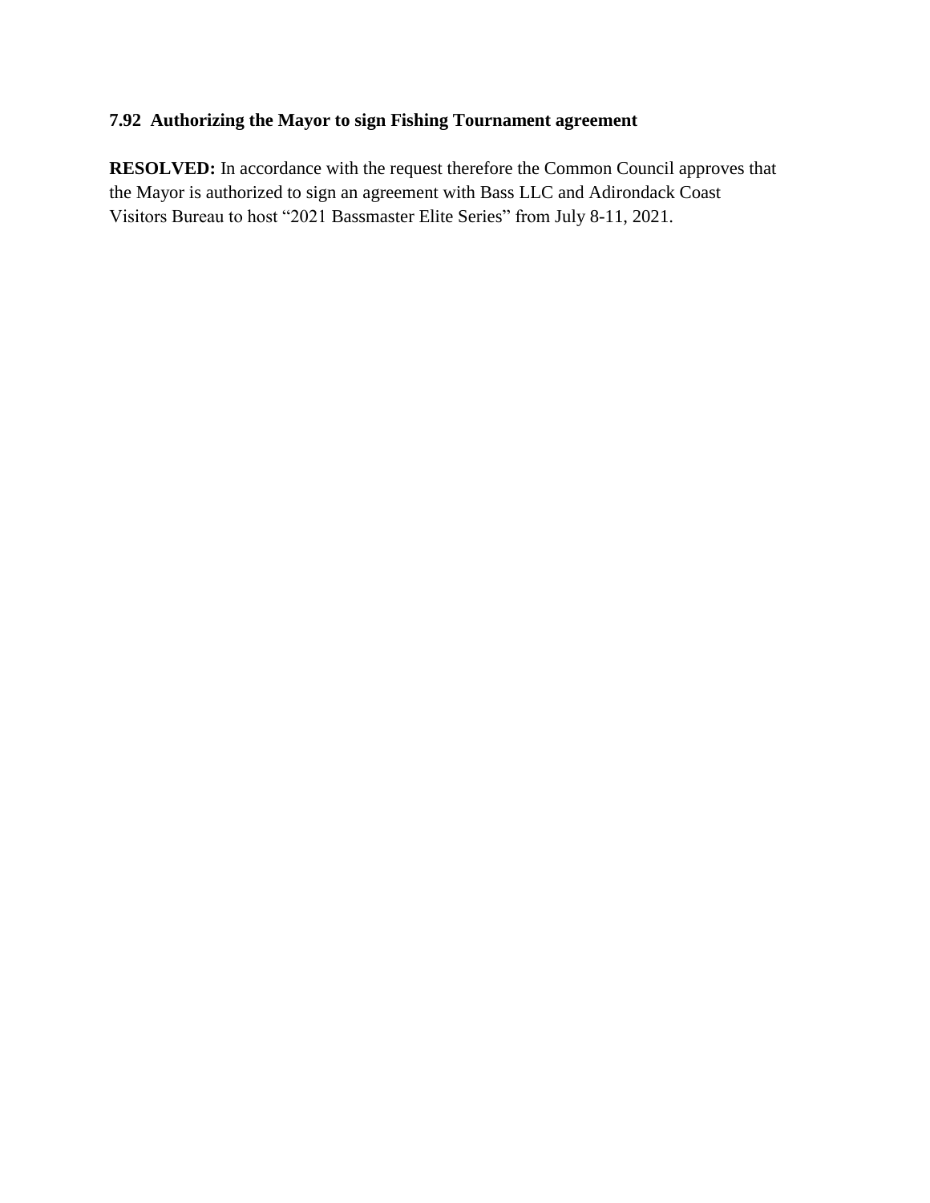**7.92 Authorizing the Mayor to sign Fishing Tournament agreement**

**RESOLVED:** In accordance with the request therefore the Common Council approves that the Mayor is authorized to sign an agreement with Bass LLC and Adirondack Coast Visitors Bureau to host “2021 Bassmaster Elite Series” from July 8-11, 2021.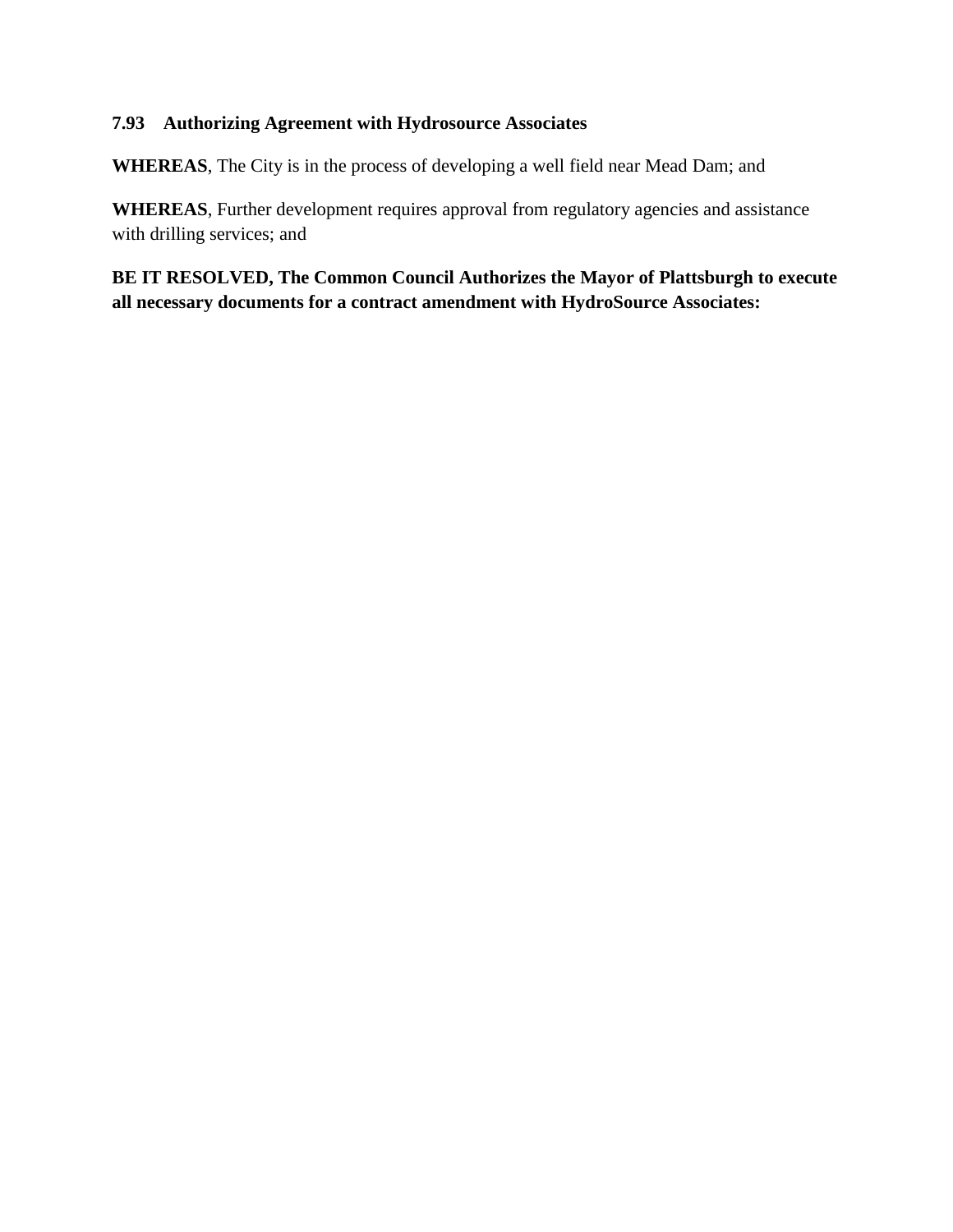**7.93 Authorizing Agreement with Hydrosource Associates**

**WHEREAS**, The City is in the process of developing a well field near Mead Dam; and

**WHEREAS**, Further development requires approval from regulatory agencies and assistance with drilling services; and

**BE IT RESOLVED, The Common Council Authorizes the Mayor of Plattsburgh to execute all necessary documents for a contract amendment with HydroSource Associates:**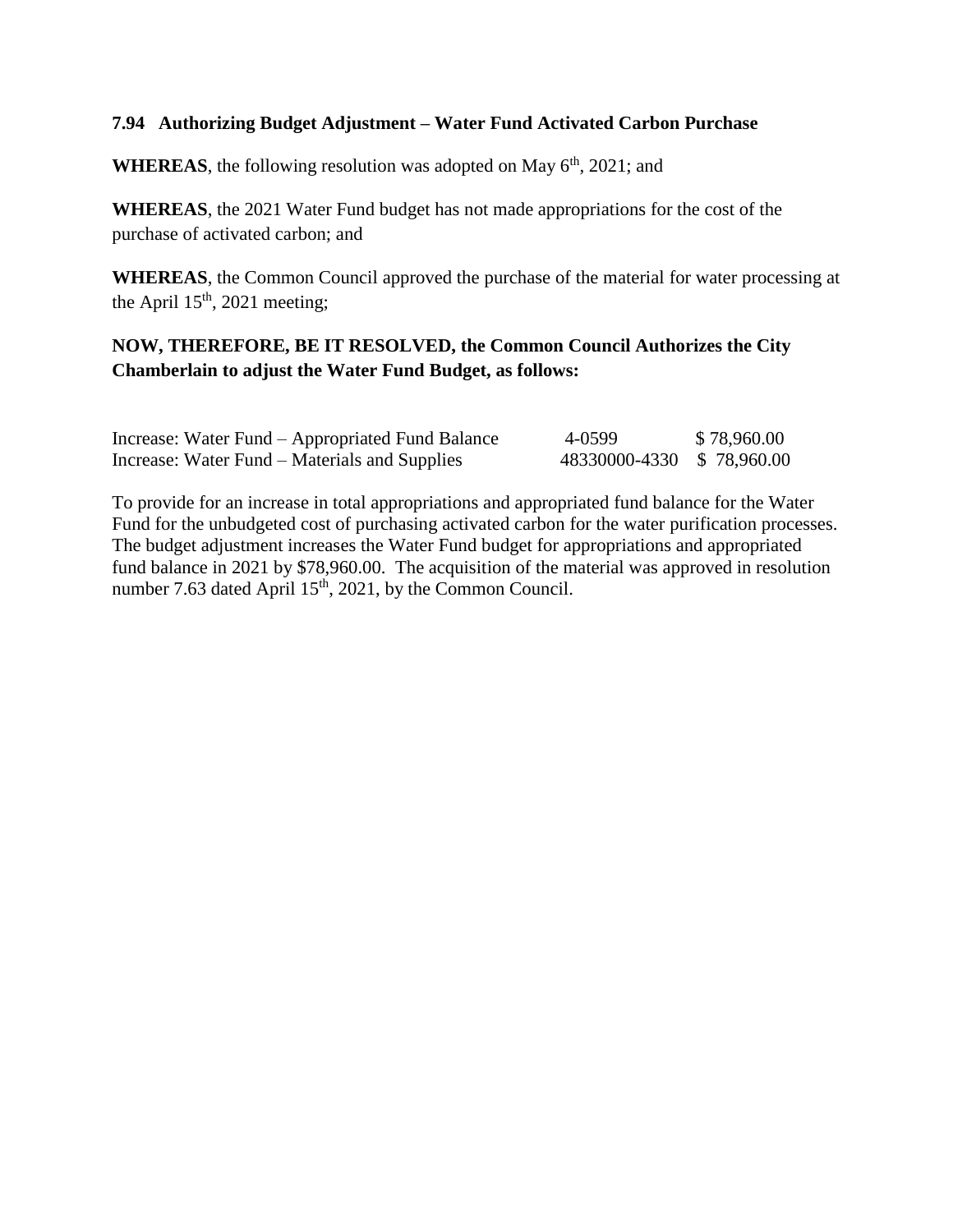**7.94 Authorizing Budget Adjustment – Water Fund Activated Carbon Purchase**

**WHEREAS**, the following resolution was adopted on May 6th, 2021; and

**WHEREAS**, the 2021 Water Fund budget has not made appropriations for the cost of the purchase of activated carbon; and

**WHEREAS**, the Common Council approved the purchase of the material for water processing at the April 15th, 2021 meeting;

**NOW, THEREFORE, BE IT RESOLVED, the Common Council Authorizes the City Chamberlain to adjust the Water Fund Budget, as follows:**

| | | |
|---|---|---|
| Increase: Water Fund – Appropriated Fund Balance | 4-0599 | $ 78,960.00 |
| Increase: Water Fund – Materials and Supplies | 48330000-4330 | $ 78,960.00 |

To provide for an increase in total appropriations and appropriated fund balance for the Water Fund for the unbudgeted cost of purchasing activated carbon for the water purification processes. The budget adjustment increases the Water Fund budget for appropriations and appropriated fund balance in 2021 by $78,960.00. The acquisition of the material was approved in resolution number 7.63 dated April 15th, 2021, by the Common Council.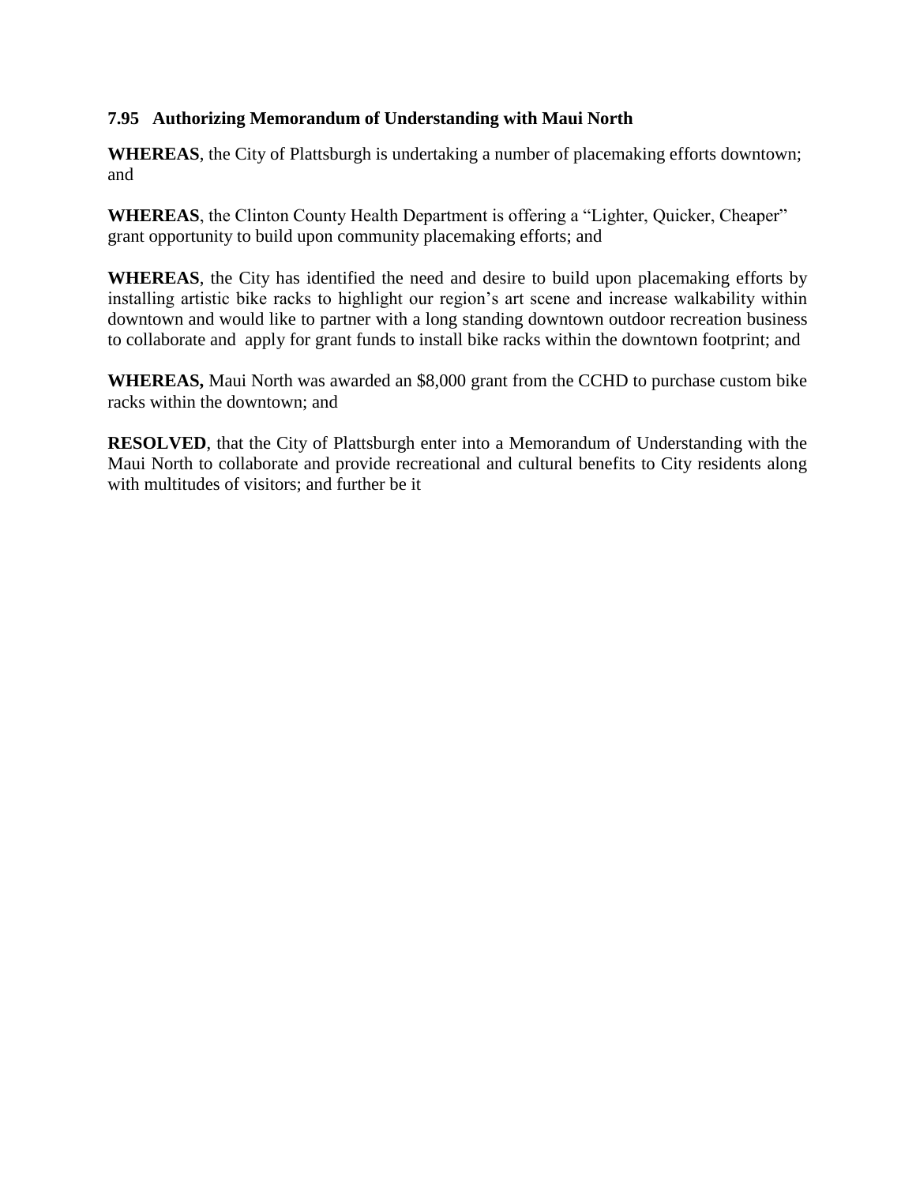### 7.95 Authorizing Memorandum of Understanding with Maui North

**WHEREAS**, the City of Plattsburgh is undertaking a number of placemaking efforts downtown; and

**WHEREAS**, the Clinton County Health Department is offering a "Lighter, Quicker, Cheaper" grant opportunity to build upon community placemaking efforts; and

**WHEREAS**, the City has identified the need and desire to build upon placemaking efforts by installing artistic bike racks to highlight our region's art scene and increase walkability within downtown and would like to partner with a long standing downtown outdoor recreation business to collaborate and apply for grant funds to install bike racks within the downtown footprint; and

**WHEREAS,** Maui North was awarded an $8,000 grant from the CCHD to purchase custom bike racks within the downtown; and

**RESOLVED**, that the City of Plattsburgh enter into a Memorandum of Understanding with the Maui North to collaborate and provide recreational and cultural benefits to City residents along with multitudes of visitors; and further be it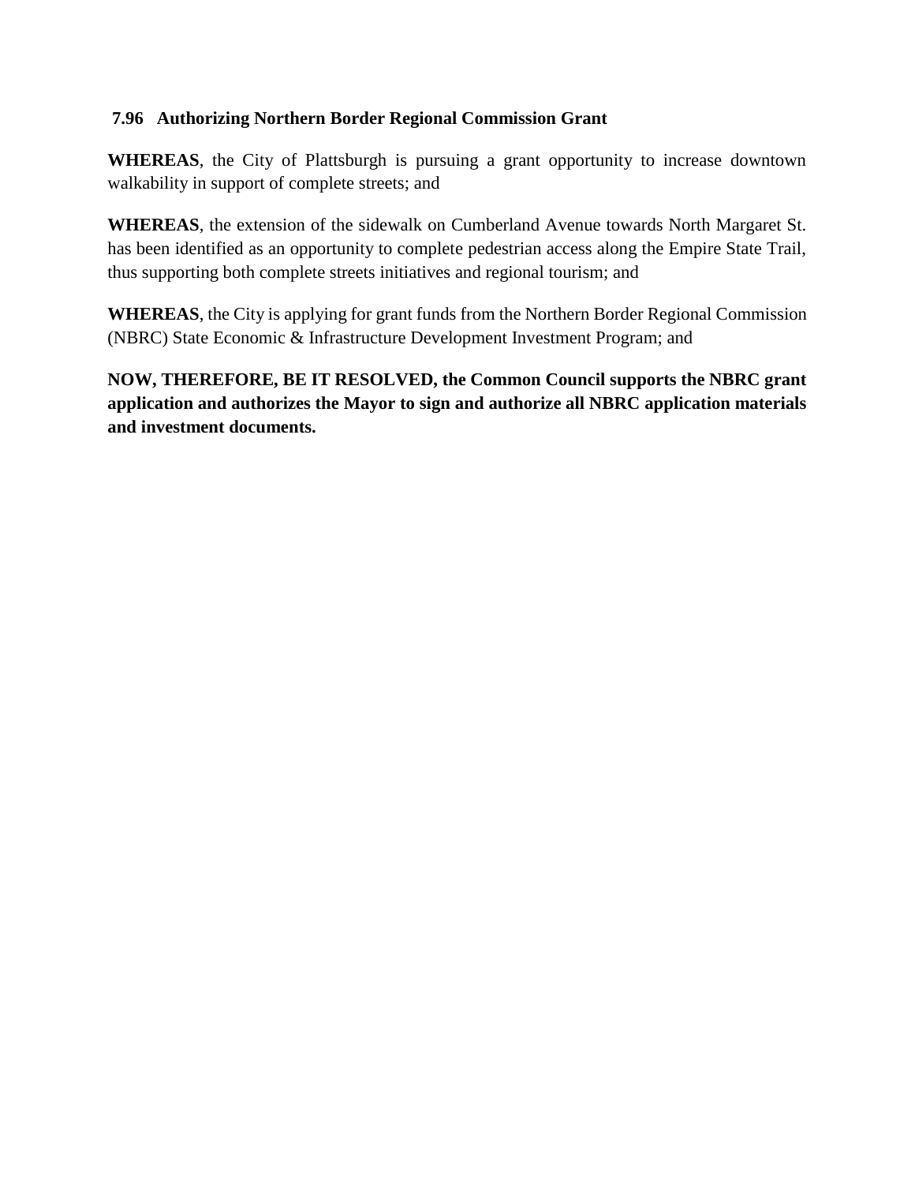**7.96 Authorizing Northern Border Regional Commission Grant**

**WHEREAS**, the City of Plattsburgh is pursuing a grant opportunity to increase downtown walkability in support of complete streets; and

**WHEREAS**, the extension of the sidewalk on Cumberland Avenue towards North Margaret St. has been identified as an opportunity to complete pedestrian access along the Empire State Trail, thus supporting both complete streets initiatives and regional tourism; and

**WHEREAS**, the City is applying for grant funds from the Northern Border Regional Commission (NBRC) State Economic & Infrastructure Development Investment Program; and

**NOW, THEREFORE, BE IT RESOLVED, the Common Council supports the NBRC grant application and authorizes the Mayor to sign and authorize all NBRC application materials and investment documents.**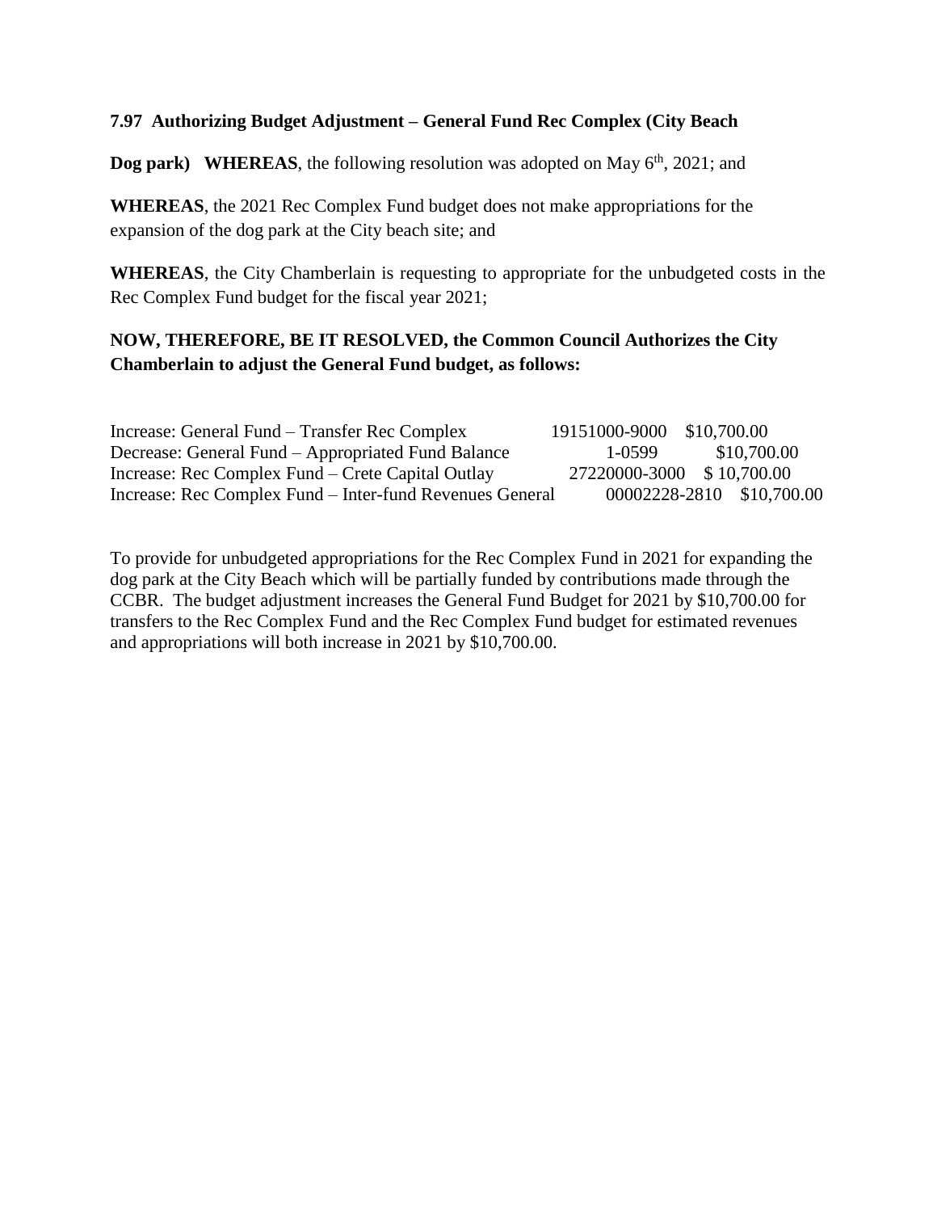**7.97 Authorizing Budget Adjustment – General Fund Rec Complex (City Beach Dog park)** **WHEREAS**, the following resolution was adopted on May 6th, 2021; and

**WHEREAS**, the 2021 Rec Complex Fund budget does not make appropriations for the expansion of the dog park at the City beach site; and

**WHEREAS**, the City Chamberlain is requesting to appropriate for the unbudgeted costs in the Rec Complex Fund budget for the fiscal year 2021;

**NOW, THEREFORE, BE IT RESOLVED, the Common Council Authorizes the City Chamberlain to adjust the General Fund budget, as follows:**

| | | |
|---|---|---|
| Increase: General Fund – Transfer Rec Complex | 19151000-9000 | $10,700.00 |
| Decrease: General Fund – Appropriated Fund Balance | 1-0599 | $10,700.00 |
| Increase: Rec Complex Fund – Crete Capital Outlay | 27220000-3000 | $ 10,700.00 |
| Increase: Rec Complex Fund – Inter-fund Revenues General | 00002228-2810 | $10,700.00 |

To provide for unbudgeted appropriations for the Rec Complex Fund in 2021 for expanding the dog park at the City Beach which will be partially funded by contributions made through the CCBR. The budget adjustment increases the General Fund Budget for 2021 by $10,700.00 for transfers to the Rec Complex Fund and the Rec Complex Fund budget for estimated revenues and appropriations will both increase in 2021 by $10,700.00.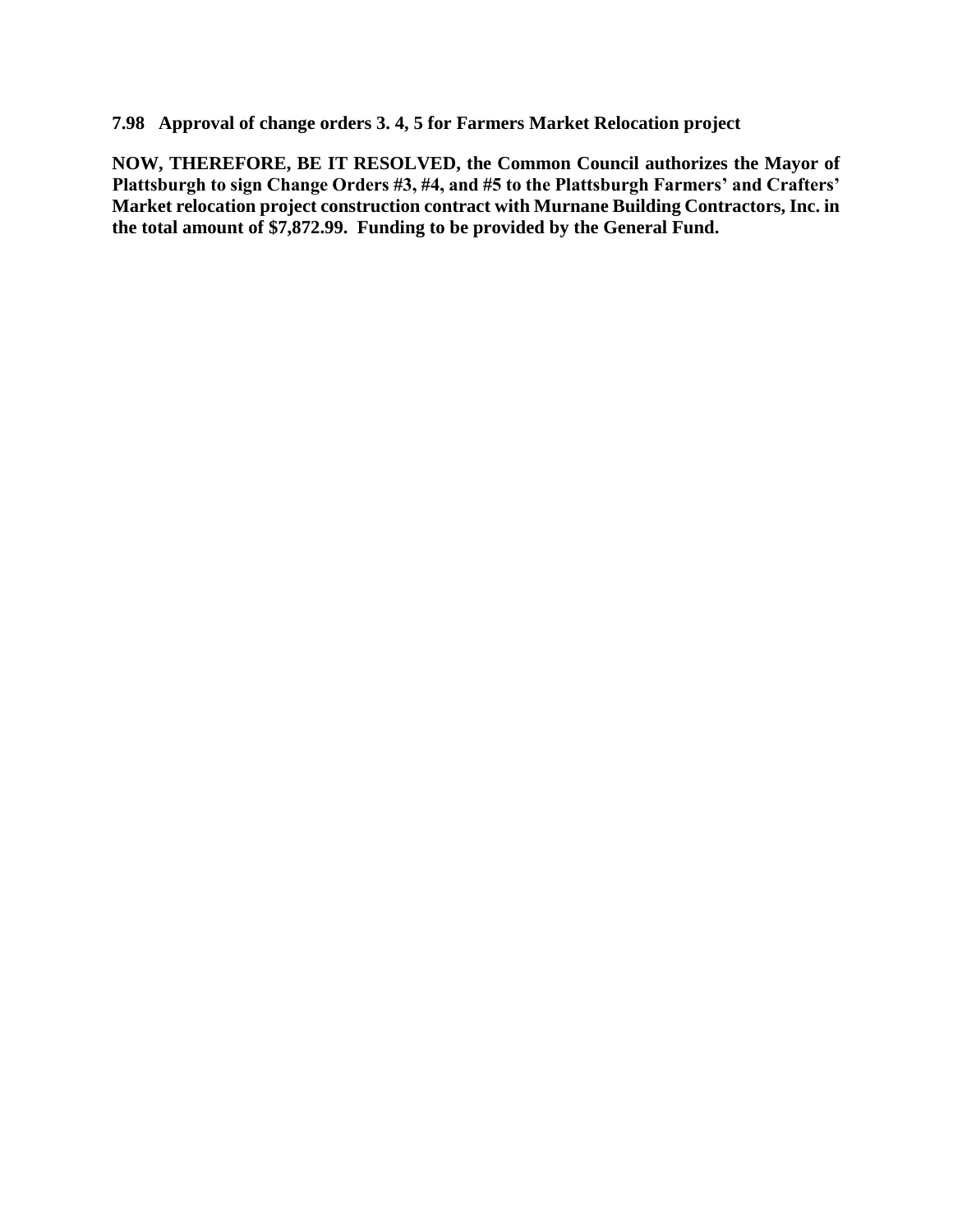**7.98 Approval of change orders 3. 4, 5 for Farmers Market Relocation project**

**NOW, THEREFORE, BE IT RESOLVED, the Common Council authorizes the Mayor of Plattsburgh to sign Change Orders #3, #4, and #5 to the Plattsburgh Farmers' and Crafters' Market relocation project construction contract with Murnane Building Contractors, Inc. in the total amount of $7,872.99. Funding to be provided by the General Fund.**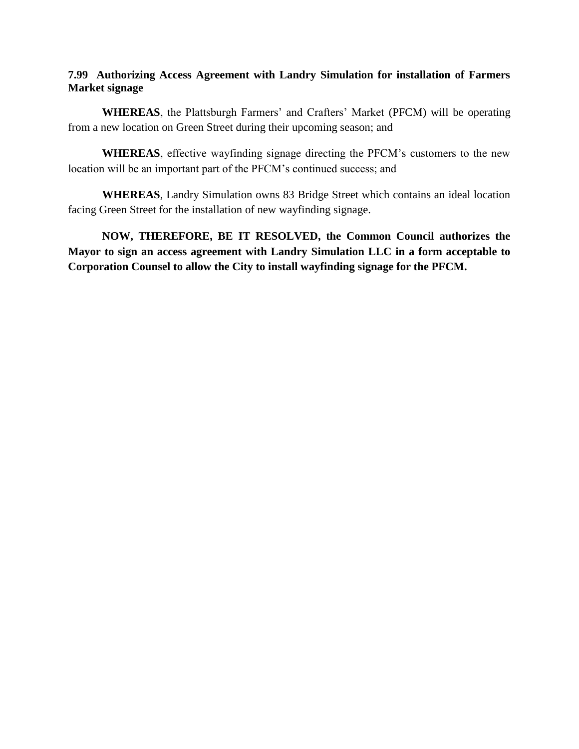**7.99 Authorizing Access Agreement with Landry Simulation for installation of Farmers Market signage**

**WHEREAS**, the Plattsburgh Farmers' and Crafters' Market (PFCM) will be operating from a new location on Green Street during their upcoming season; and

**WHEREAS**, effective wayfinding signage directing the PFCM's customers to the new location will be an important part of the PFCM's continued success; and

**WHEREAS**, Landry Simulation owns 83 Bridge Street which contains an ideal location facing Green Street for the installation of new wayfinding signage.

**NOW, THEREFORE, BE IT RESOLVED, the Common Council authorizes the Mayor to sign an access agreement with Landry Simulation LLC in a form acceptable to Corporation Counsel to allow the City to install wayfinding signage for the PFCM.**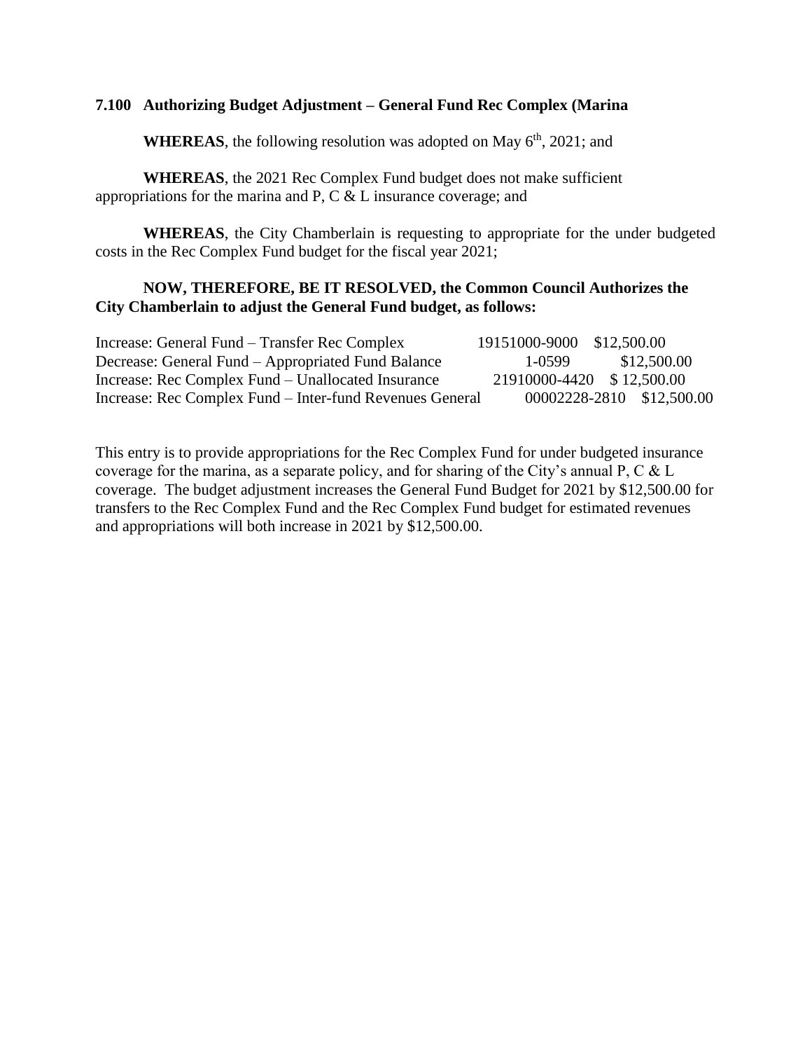**7.100 Authorizing Budget Adjustment – General Fund Rec Complex (Marina**

**WHEREAS**, the following resolution was adopted on May 6th, 2021; and

**WHEREAS**, the 2021 Rec Complex Fund budget does not make sufficient appropriations for the marina and P, C & L insurance coverage; and

**WHEREAS**, the City Chamberlain is requesting to appropriate for the under budgeted costs in the Rec Complex Fund budget for the fiscal year 2021;

**NOW, THEREFORE, BE IT RESOLVED, the Common Council Authorizes the City Chamberlain to adjust the General Fund budget, as follows:**

| | | |
|---|---|---|
| Increase: General Fund – Transfer Rec Complex | 19151000-9000 | $12,500.00 |
| Decrease: General Fund – Appropriated Fund Balance | 1-0599 | $12,500.00 |
| Increase: Rec Complex Fund – Unallocated Insurance | 21910000-4420 | $ 12,500.00 |
| Increase: Rec Complex Fund – Inter-fund Revenues General | 00002228-2810 | $12,500.00 |

This entry is to provide appropriations for the Rec Complex Fund for under budgeted insurance coverage for the marina, as a separate policy, and for sharing of the City's annual P, C & L coverage. The budget adjustment increases the General Fund Budget for 2021 by $12,500.00 for transfers to the Rec Complex Fund and the Rec Complex Fund budget for estimated revenues and appropriations will both increase in 2021 by $12,500.00.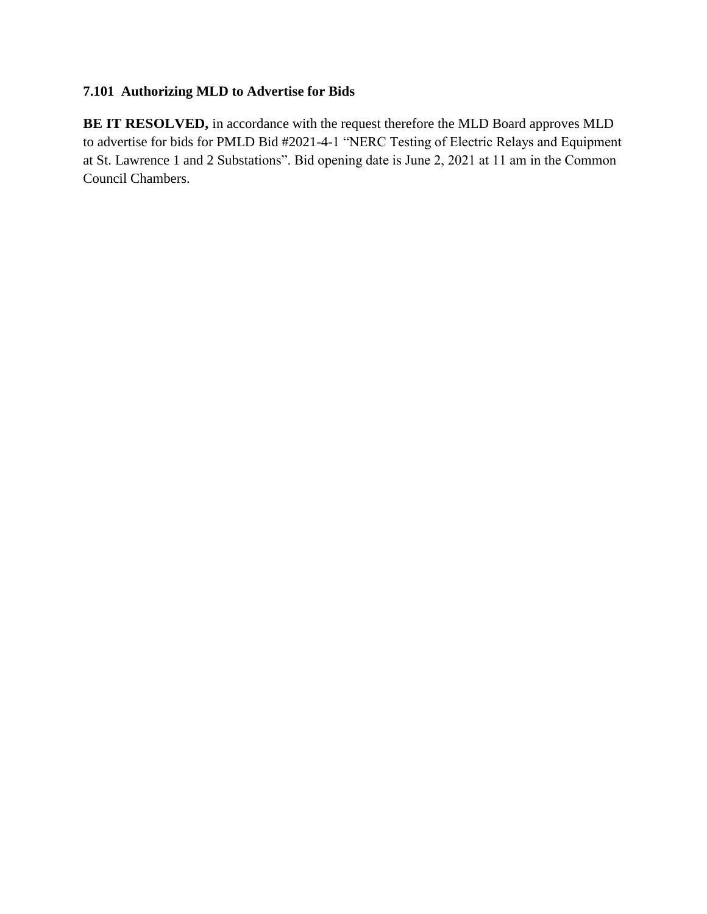### 7.101  Authorizing MLD to Advertise for Bids

**BE IT RESOLVED,** in accordance with the request therefore the MLD Board approves MLD to advertise for bids for PMLD Bid #2021-4-1 “NERC Testing of Electric Relays and Equipment at St. Lawrence 1 and 2 Substations”. Bid opening date is June 2, 2021 at 11 am in the Common Council Chambers.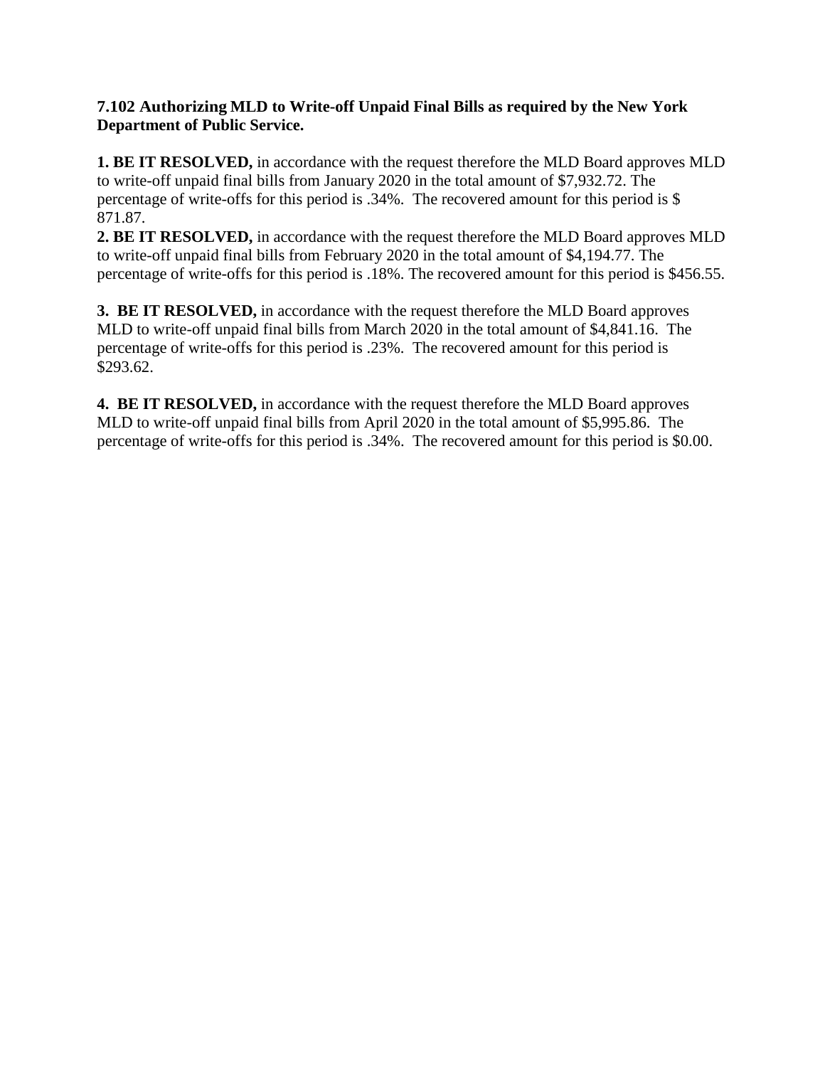**7.102 Authorizing MLD to Write-off Unpaid Final Bills as required by the New York Department of Public Service.**

**1. BE IT RESOLVED,** in accordance with the request therefore the MLD Board approves MLD to write-off unpaid final bills from January 2020 in the total amount of $7,932.72. The percentage of write-offs for this period is .34%. The recovered amount for this period is $ 871.87.

**2. BE IT RESOLVED,** in accordance with the request therefore the MLD Board approves MLD to write-off unpaid final bills from February 2020 in the total amount of $4,194.77. The percentage of write-offs for this period is .18%. The recovered amount for this period is $456.55.

**3. BE IT RESOLVED,** in accordance with the request therefore the MLD Board approves MLD to write-off unpaid final bills from March 2020 in the total amount of $4,841.16. The percentage of write-offs for this period is .23%. The recovered amount for this period is $293.62.

**4. BE IT RESOLVED,** in accordance with the request therefore the MLD Board approves MLD to write-off unpaid final bills from April 2020 in the total amount of $5,995.86. The percentage of write-offs for this period is .34%. The recovered amount for this period is $0.00.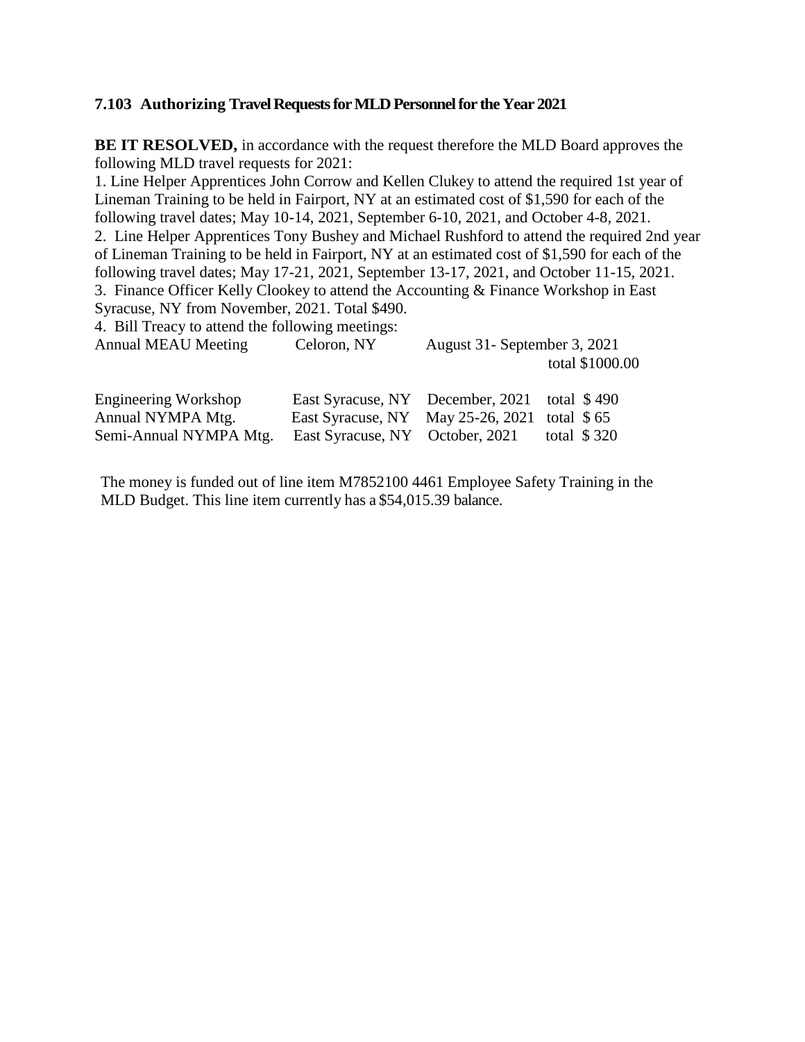**7.103 Authorizing Travel Requests for MLD Personnel for the Year 2021**

**BE IT RESOLVED,** in accordance with the request therefore the MLD Board approves the following MLD travel requests for 2021:

1. Line Helper Apprentices John Corrow and Kellen Clukey to attend the required 1st year of Lineman Training to be held in Fairport, NY at an estimated cost of $1,590 for each of the following travel dates; May 10-14, 2021, September 6-10, 2021, and October 4-8, 2021.
2. Line Helper Apprentices Tony Bushey and Michael Rushford to attend the required 2nd year of Lineman Training to be held in Fairport, NY at an estimated cost of $1,590 for each of the following travel dates; May 17-21, 2021, September 13-17, 2021, and October 11-15, 2021.
3. Finance Officer Kelly Clookey to attend the Accounting & Finance Workshop in East Syracuse, NY from November, 2021. Total $490.
4. Bill Treacy to attend the following meetings:

| | | | |
|---|---|---|---|
| Annual MEAU Meeting | Celoron, NY | August 31- September 3, 2021 | total $1000.00 |
| Engineering Workshop | East Syracuse, NY | December, 2021 | total $ 490 |
| Annual NYMPA Mtg. | East Syracuse, NY | May 25-26, 2021 | total $ 65 |
| Semi-Annual NYMPA Mtg. | East Syracuse, NY | October, 2021 | total $ 320 |

The money is funded out of line item M7852100 4461 Employee Safety Training in the MLD Budget. This line item currently has a $54,015.39 balance.